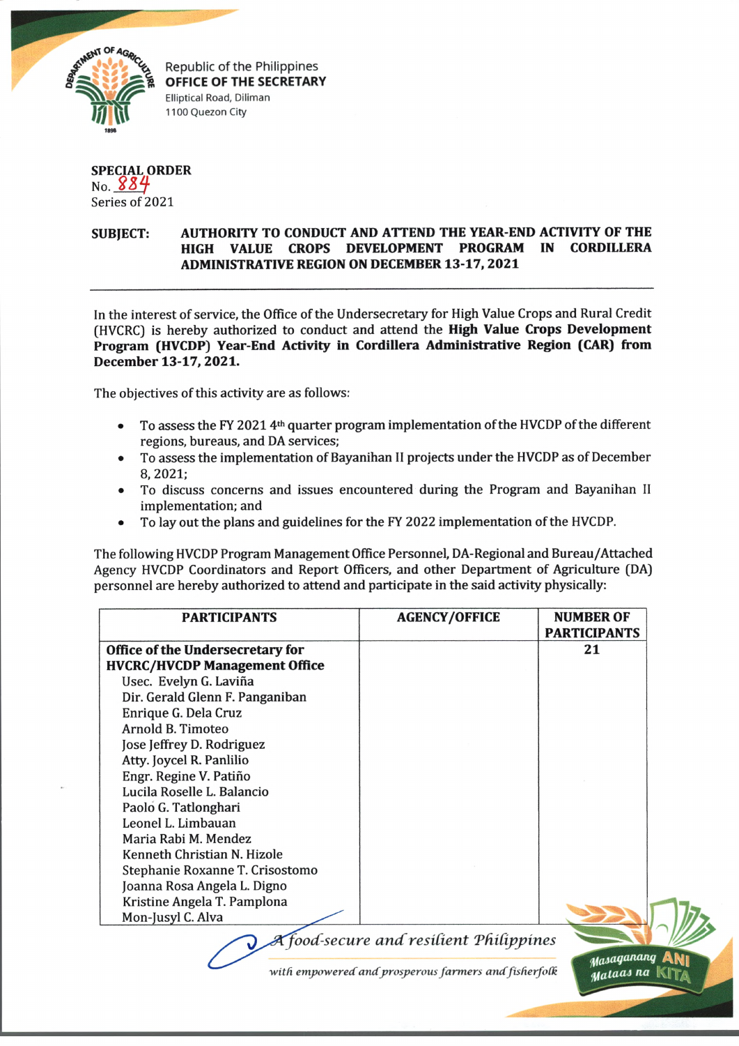Republic of the Philippines
**OFFICE OF THE SECRETARY**
Elliptical Road, Diliman
1100 Quezon City

**SPECIAL ORDER**
No. 884
Series of 2021

**SUBJECT: AUTHORITY TO CONDUCT AND ATTEND THE YEAR-END ACTIVITY OF THE HIGH VALUE CROPS DEVELOPMENT PROGRAM IN CORDILLERA ADMINISTRATIVE REGION ON DECEMBER 13-17, 2021**

---

In the interest of service, the Office of the Undersecretary for High Value Crops and Rural Credit (HVCRC) is hereby authorized to conduct and attend the **High Value Crops Development Program (HVCDP) Year-End Activity in Cordillera Administrative Region (CAR) from December 13-17, 2021.**

The objectives of this activity are as follows:

- To assess the FY 2021 4th quarter program implementation of the HVCDP of the different regions, bureaus, and DA services;
- To assess the implementation of Bayanihan II projects under the HVCDP as of December 8, 2021;
- To discuss concerns and issues encountered during the Program and Bayanihan II implementation; and
- To lay out the plans and guidelines for the FY 2022 implementation of the HVCDP.

The following HVCDP Program Management Office Personnel, DA-Regional and Bureau/Attached Agency HVCDP Coordinators and Report Officers, and other Department of Agriculture (DA) personnel are hereby authorized to attend and participate in the said activity physically:

| PARTICIPANTS | AGENCY/OFFICE | NUMBER OF PARTICIPANTS |
|---|---|---|
| **Office of the Undersecretary for HVCRC/HVCDP Management Office**<br>Usec. Evelyn G. Laviña<br>Dir. Gerald Glenn F. Panganiban<br>Enrique G. Dela Cruz<br>Arnold B. Timoteo<br>Jose Jeffrey D. Rodriguez<br>Atty. Joycel R. Panlilio<br>Engr. Regine V. Patiño<br>Lucila Roselle L. Balancio<br>Paolo G. Tatlonghari<br>Leonel L. Limbauan<br>Maria Rabi M. Mendez<br>Kenneth Christian N. Hizole<br>Stephanie Roxanne T. Crisostomo<br>Joanna Rosa Angela L. Digno<br>Kristine Angela T. Pamplona<br>Mon-Jusyl C. Alva | | 21 |

*A food-secure and resilient Philippines*
*with empowered and prosperous farmers and fisherfolk*

Masaganang ANI Mataas na KITA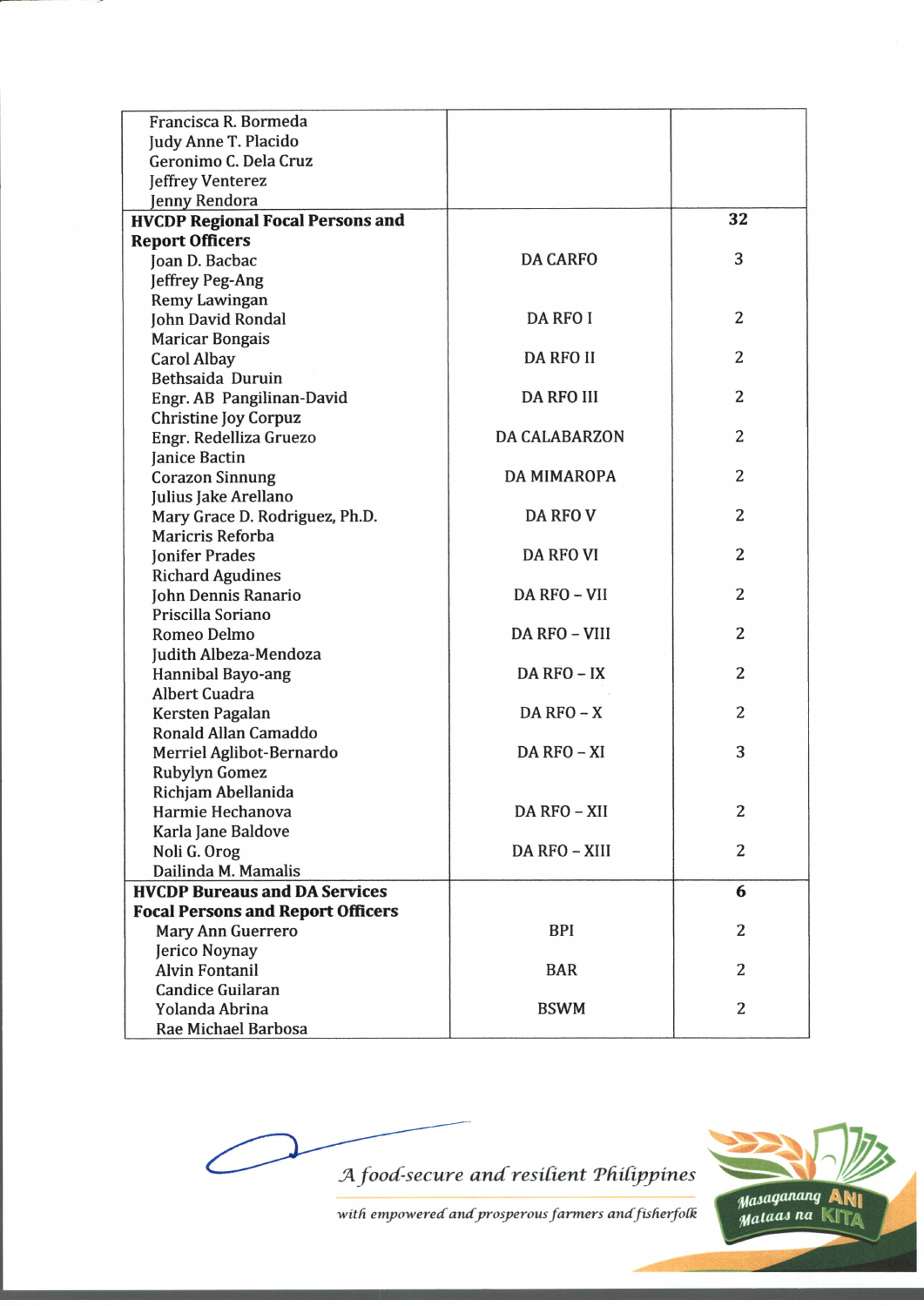| | | |
|---|---|---|
| Francisca R. Bormeda<br>Judy Anne T. Placido<br>Geronimo C. Dela Cruz<br>Jeffrey Venterez<br>Jenny Rendora | | |
| **HVCDP Regional Focal Persons and Report Officers** | | **32** |
| Joan D. Bacbac<br>Jeffrey Peg-Ang<br>Remy Lawingan | DA CARFO | 3 |
| John David Rondal<br>Maricar Bongais | DA RFO I | 2 |
| Carol Albay<br>Bethsaida Duruin | DA RFO II | 2 |
| Engr. AB Pangilinan-David<br>Christine Joy Corpuz | DA RFO III | 2 |
| Engr. Redelliza Gruezo<br>Janice Bactin | DA CALABARZON | 2 |
| Corazon Sinnung<br>Julius Jake Arellano | DA MIMAROPA | 2 |
| Mary Grace D. Rodriguez, Ph.D.<br>Maricris Reforba | DA RFO V | 2 |
| Jonifer Prades<br>Richard Agudines | DA RFO VI | 2 |
| John Dennis Ranario<br>Priscilla Soriano | DA RFO – VII | 2 |
| Romeo Delmo<br>Judith Albeza-Mendoza | DA RFO – VIII | 2 |
| Hannibal Bayo-ang<br>Albert Cuadra | DA RFO – IX | 2 |
| Kersten Pagalan<br>Ronald Allan Camaddo | DA RFO – X | 2 |
| Merriel Aglibot-Bernardo<br>Rubylyn Gomez<br>Richjam Abellanida | DA RFO – XI | 3 |
| Harmie Hechanova<br>Karla Jane Baldove | DA RFO – XII | 2 |
| Noli G. Orog<br>Dailinda M. Mamalis | DA RFO – XIII | 2 |
| **HVCDP Bureaus and DA Services Focal Persons and Report Officers** | | **6** |
| Mary Ann Guerrero<br>Jerico Noynay | BPI | 2 |
| Alvin Fontanil<br>Candice Guilaran | BAR | 2 |
| Yolanda Abrina<br>Rae Michael Barbosa | BSWM | 2 |

*A food-secure and resilient Philippines*

*with empowered and prosperous farmers and fisherfolk*

Masaganang ANI Mataas na KITA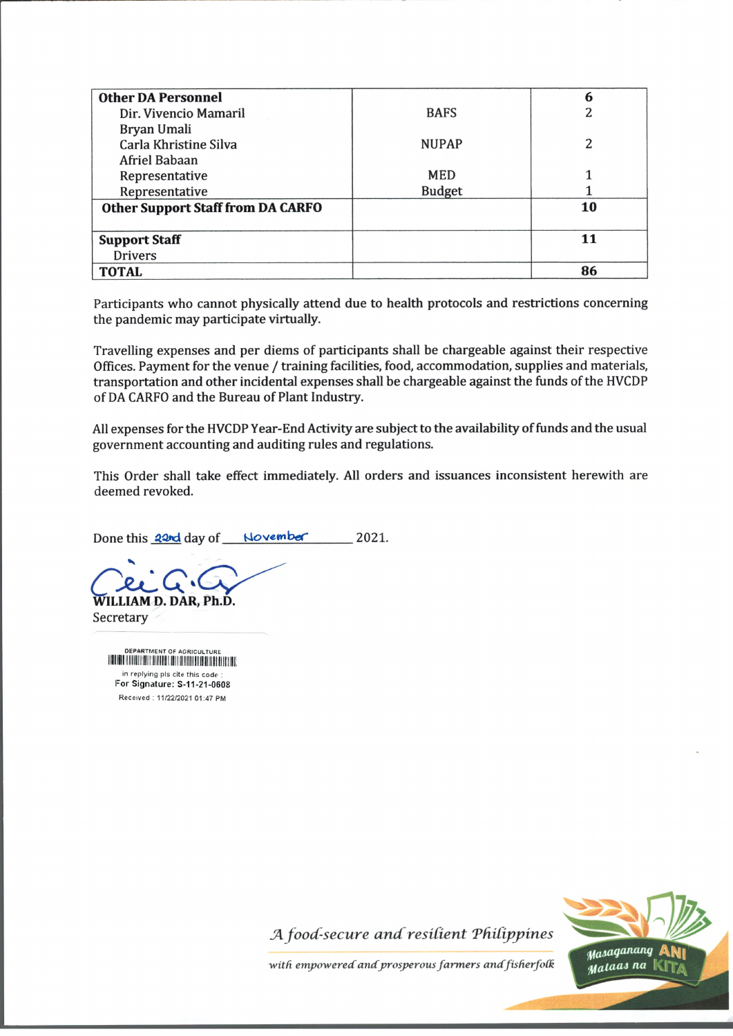| | | |
|---|---|---|
| **Other DA Personnel** | | **6** |
| Dir. Vivencio Mamaril | BAFS | 2 |
| Bryan Umali | | |
| Carla Khristine Silva | NUPAP | 2 |
| Afriel Babaan | | |
| Representative | MED | 1 |
| Representative | Budget | 1 |
| **Other Support Staff from DA CARFO** | | **10** |
| **Support Staff** | | **11** |
| Drivers | | |
| **TOTAL** | | **86** |

Participants who cannot physically attend due to health protocols and restrictions concerning the pandemic may participate virtually.

Travelling expenses and per diems of participants shall be chargeable against their respective Offices. Payment for the venue / training facilities, food, accommodation, supplies and materials, transportation and other incidental expenses shall be chargeable against the funds of the HVCDP of DA CARFO and the Bureau of Plant Industry.

All expenses for the HVCDP Year-End Activity are subject to the availability of funds and the usual government accounting and auditing rules and regulations.

This Order shall take effect immediately. All orders and issuances inconsistent herewith are deemed revoked.

Done this 22nd day of November 2021.

**WILLIAM D. DAR, Ph.D.**
Secretary

DEPARTMENT OF AGRICULTURE
in replying pls cite this code :
For Signature: S-11-21-0608
Received : 11/22/2021 01:47 PM

*A food-secure and resilient Philippines*
*with empowered and prosperous farmers and fisherfolk*

Masaganang ANI Mataas na KITA